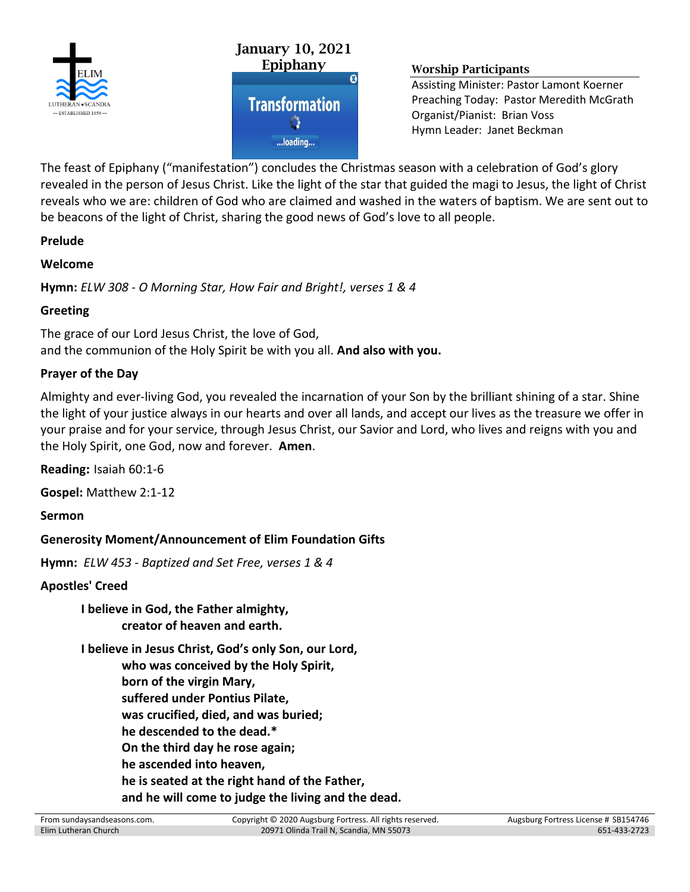ELIM
LUTHERAN • SCANDIA
— ESTABLISHED 1854 —

## January 10, 2021
## Epiphany

Transformation
...loading...

### Worship Participants

Assisting Minister: Pastor Lamont Koerner
Preaching Today: Pastor Meredith McGrath
Organist/Pianist: Brian Voss
Hymn Leader: Janet Beckman

The feast of Epiphany ("manifestation") concludes the Christmas season with a celebration of God's glory revealed in the person of Jesus Christ. Like the light of the star that guided the magi to Jesus, the light of Christ reveals who we are: children of God who are claimed and washed in the waters of baptism. We are sent out to be beacons of the light of Christ, sharing the good news of God's love to all people.

**Prelude**

**Welcome**

**Hymn:** *ELW 308 - O Morning Star, How Fair and Bright!, verses 1 & 4*

**Greeting**

The grace of our Lord Jesus Christ, the love of God,
and the communion of the Holy Spirit be with you all. **And also with you.**

**Prayer of the Day**

Almighty and ever-living God, you revealed the incarnation of your Son by the brilliant shining of a star. Shine the light of your justice always in our hearts and over all lands, and accept our lives as the treasure we offer in your praise and for your service, through Jesus Christ, our Savior and Lord, who lives and reigns with you and the Holy Spirit, one God, now and forever. **Amen**.

**Reading:** Isaiah 60:1-6

**Gospel:** Matthew 2:1-12

**Sermon**

**Generosity Moment/Announcement of Elim Foundation Gifts**

**Hymn:** *ELW 453 - Baptized and Set Free, verses 1 & 4*

**Apostles' Creed**

**I believe in God, the Father almighty,**
**creator of heaven and earth.**

**I believe in Jesus Christ, God's only Son, our Lord,**
**who was conceived by the Holy Spirit,**
**born of the virgin Mary,**
**suffered under Pontius Pilate,**
**was crucified, died, and was buried;**
**he descended to the dead.***
**On the third day he rose again;**
**he ascended into heaven,**
**he is seated at the right hand of the Father,**
**and he will come to judge the living and the dead.**

From sundaysandseasons.com. Copyright © 2020 Augsburg Fortress. All rights reserved. Augsburg Fortress License # SB154746
Elim Lutheran Church 20971 Olinda Trail N, Scandia, MN 55073 651-433-2723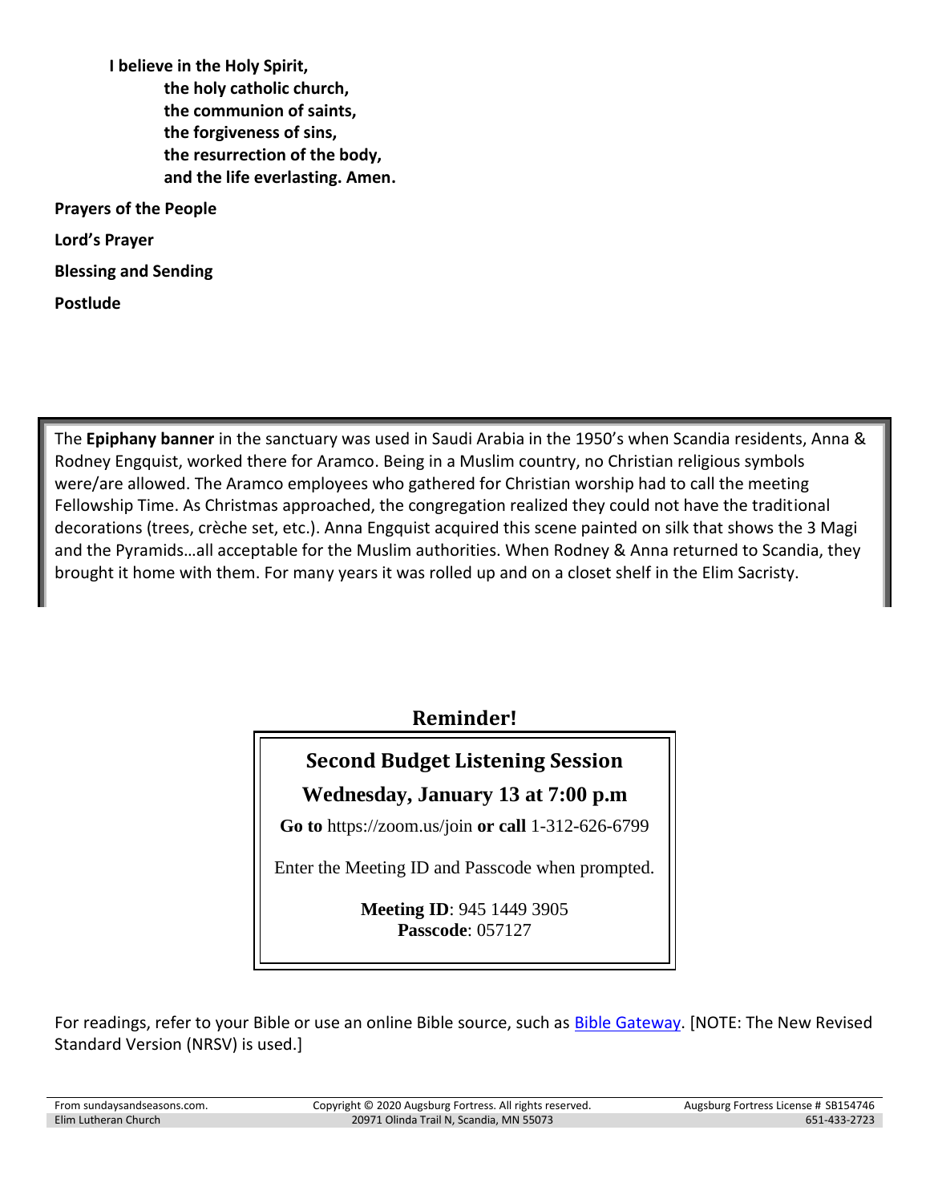**I believe in the Holy Spirit,**
**the holy catholic church,**
**the communion of saints,**
**the forgiveness of sins,**
**the resurrection of the body,**
**and the life everlasting. Amen.**

**Prayers of the People**

**Lord's Prayer**

**Blessing and Sending**

**Postlude**

The **Epiphany banner** in the sanctuary was used in Saudi Arabia in the 1950's when Scandia residents, Anna & Rodney Engquist, worked there for Aramco. Being in a Muslim country, no Christian religious symbols were/are allowed. The Aramco employees who gathered for Christian worship had to call the meeting Fellowship Time. As Christmas approached, the congregation realized they could not have the traditional decorations (trees, crèche set, etc.). Anna Engquist acquired this scene painted on silk that shows the 3 Magi and the Pyramids…all acceptable for the Muslim authorities. When Rodney & Anna returned to Scandia, they brought it home with them. For many years it was rolled up and on a closet shelf in the Elim Sacristy.

## Reminder!

### Second Budget Listening Session

### Wednesday, January 13 at 7:00 p.m

**Go to** https://zoom.us/join **or call** 1-312-626-6799

Enter the Meeting ID and Passcode when prompted.

**Meeting ID**: 945 1449 3905
**Passcode**: 057127

For readings, refer to your Bible or use an online Bible source, such as Bible Gateway. [NOTE: The New Revised Standard Version (NRSV) is used.]

From sundaysandseasons.com. Copyright © 2020 Augsburg Fortress. All rights reserved. Augsburg Fortress License # SB154746
Elim Lutheran Church 20971 Olinda Trail N, Scandia, MN 55073 651-433-2723